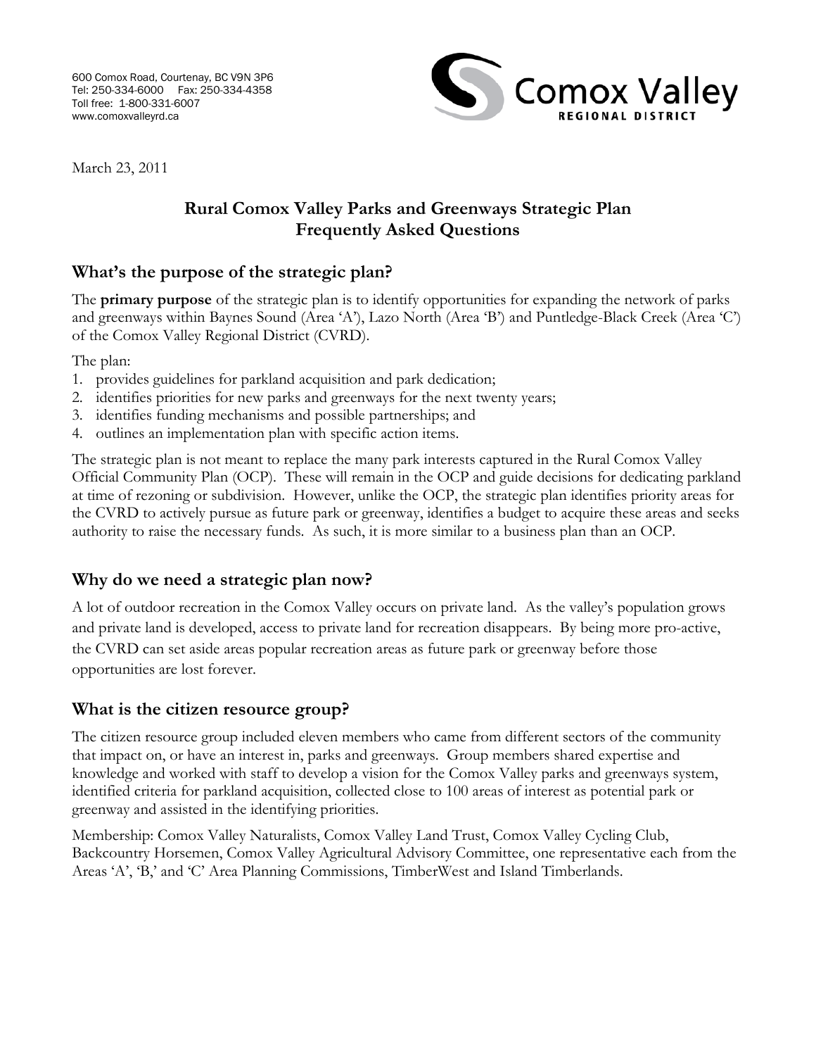600 Comox Road, Courtenay, BC V9N 3P6
Tel: 250-334-6000 Fax: 250-334-4358
Toll free: 1-800-331-6007
www.comoxvalleyrd.ca

Comox Valley
REGIONAL DISTRICT

March 23, 2011

# Rural Comox Valley Parks and Greenways Strategic Plan
# Frequently Asked Questions

## What's the purpose of the strategic plan?

The **primary purpose** of the strategic plan is to identify opportunities for expanding the network of parks and greenways within Baynes Sound (Area 'A'), Lazo North (Area 'B') and Puntledge-Black Creek (Area 'C') of the Comox Valley Regional District (CVRD).

The plan:
1. provides guidelines for parkland acquisition and park dedication;
2. identifies priorities for new parks and greenways for the next twenty years;
3. identifies funding mechanisms and possible partnerships; and
4. outlines an implementation plan with specific action items.

The strategic plan is not meant to replace the many park interests captured in the Rural Comox Valley Official Community Plan (OCP). These will remain in the OCP and guide decisions for dedicating parkland at time of rezoning or subdivision. However, unlike the OCP, the strategic plan identifies priority areas for the CVRD to actively pursue as future park or greenway, identifies a budget to acquire these areas and seeks authority to raise the necessary funds. As such, it is more similar to a business plan than an OCP.

## Why do we need a strategic plan now?

A lot of outdoor recreation in the Comox Valley occurs on private land. As the valley's population grows and private land is developed, access to private land for recreation disappears. By being more pro-active, the CVRD can set aside areas popular recreation areas as future park or greenway before those opportunities are lost forever.

## What is the citizen resource group?

The citizen resource group included eleven members who came from different sectors of the community that impact on, or have an interest in, parks and greenways. Group members shared expertise and knowledge and worked with staff to develop a vision for the Comox Valley parks and greenways system, identified criteria for parkland acquisition, collected close to 100 areas of interest as potential park or greenway and assisted in the identifying priorities.

Membership: Comox Valley Naturalists, Comox Valley Land Trust, Comox Valley Cycling Club, Backcountry Horsemen, Comox Valley Agricultural Advisory Committee, one representative each from the Areas 'A', 'B,' and 'C' Area Planning Commissions, TimberWest and Island Timberlands.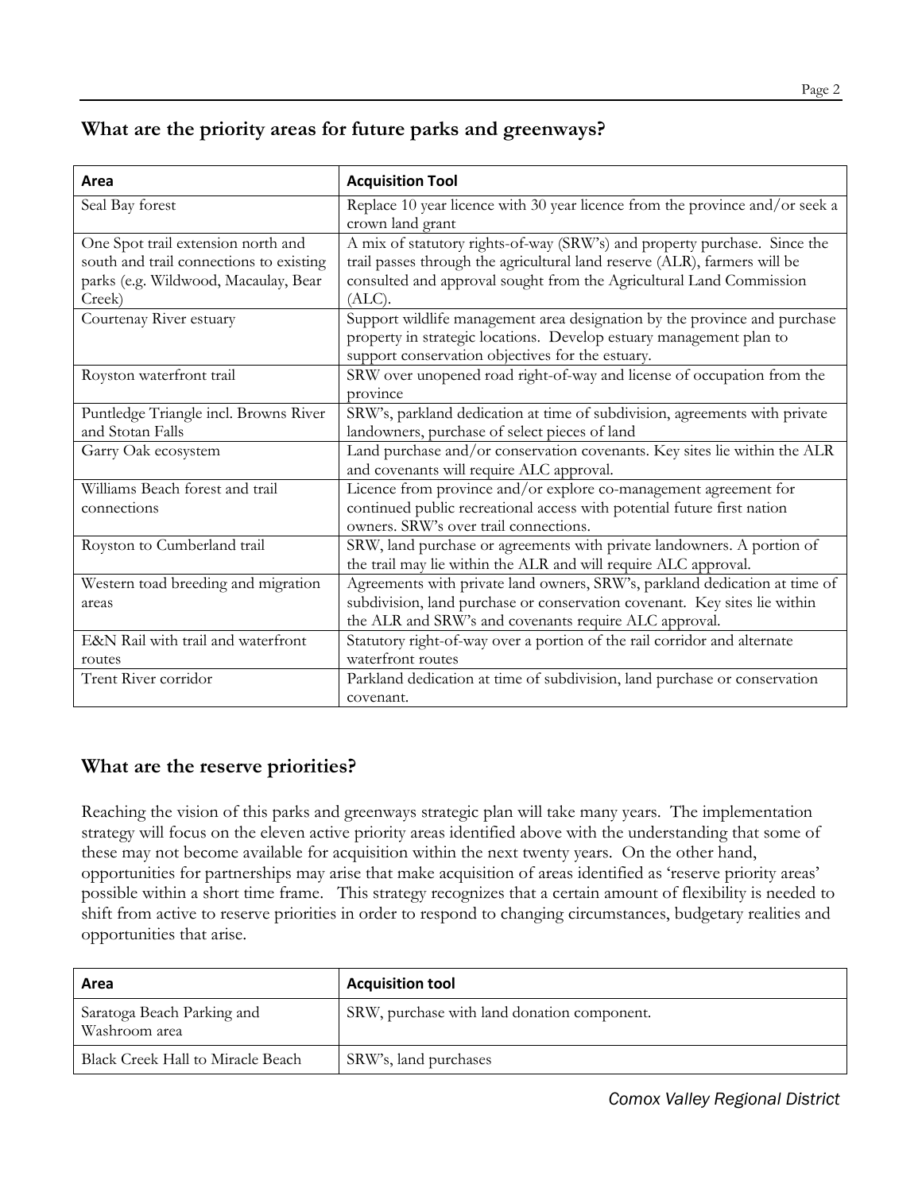## What are the priority areas for future parks and greenways?

| Area | Acquisition Tool |
| --- | --- |
| Seal Bay forest | Replace 10 year licence with 30 year licence from the province and/or seek a crown land grant |
| One Spot trail extension north and south and trail connections to existing parks (e.g. Wildwood, Macaulay, Bear Creek) | A mix of statutory rights-of-way (SRW's) and property purchase. Since the trail passes through the agricultural land reserve (ALR), farmers will be consulted and approval sought from the Agricultural Land Commission (ALC). |
| Courtenay River estuary | Support wildlife management area designation by the province and purchase property in strategic locations. Develop estuary management plan to support conservation objectives for the estuary. |
| Royston waterfront trail | SRW over unopened road right-of-way and license of occupation from the province |
| Puntledge Triangle incl. Browns River and Stotan Falls | SRW's, parkland dedication at time of subdivision, agreements with private landowners, purchase of select pieces of land |
| Garry Oak ecosystem | Land purchase and/or conservation covenants. Key sites lie within the ALR and covenants will require ALC approval. |
| Williams Beach forest and trail connections | Licence from province and/or explore co-management agreement for continued public recreational access with potential future first nation owners. SRW's over trail connections. |
| Royston to Cumberland trail | SRW, land purchase or agreements with private landowners. A portion of the trail may lie within the ALR and will require ALC approval. |
| Western toad breeding and migration areas | Agreements with private land owners, SRW's, parkland dedication at time of subdivision, land purchase or conservation covenant. Key sites lie within the ALR and SRW's and covenants require ALC approval. |
| E&N Rail with trail and waterfront routes | Statutory right-of-way over a portion of the rail corridor and alternate waterfront routes |
| Trent River corridor | Parkland dedication at time of subdivision, land purchase or conservation covenant. |

## What are the reserve priorities?

Reaching the vision of this parks and greenways strategic plan will take many years. The implementation strategy will focus on the eleven active priority areas identified above with the understanding that some of these may not become available for acquisition within the next twenty years. On the other hand, opportunities for partnerships may arise that make acquisition of areas identified as 'reserve priority areas' possible within a short time frame. This strategy recognizes that a certain amount of flexibility is needed to shift from active to reserve priorities in order to respond to changing circumstances, budgetary realities and opportunities that arise.

| Area | Acquisition tool |
| --- | --- |
| Saratoga Beach Parking and Washroom area | SRW, purchase with land donation component. |
| Black Creek Hall to Miracle Beach | SRW's, land purchases |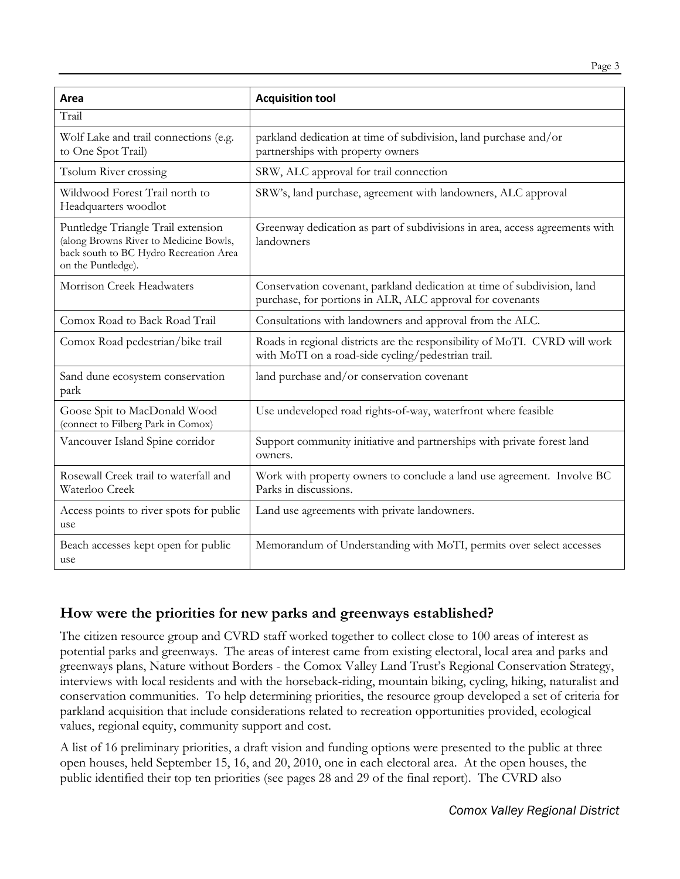| Area | Acquisition tool |
|---|---|
| Trail | |
| Wolf Lake and trail connections (e.g. to One Spot Trail) | parkland dedication at time of subdivision, land purchase and/or partnerships with property owners |
| Tsolum River crossing | SRW, ALC approval for trail connection |
| Wildwood Forest Trail north to Headquarters woodlot | SRW's, land purchase, agreement with landowners, ALC approval |
| Puntledge Triangle Trail extension (along Browns River to Medicine Bowls, back south to BC Hydro Recreation Area on the Puntledge). | Greenway dedication as part of subdivisions in area, access agreements with landowners |
| Morrison Creek Headwaters | Conservation covenant, parkland dedication at time of subdivision, land purchase, for portions in ALR, ALC approval for covenants |
| Comox Road to Back Road Trail | Consultations with landowners and approval from the ALC. |
| Comox Road pedestrian/bike trail | Roads in regional districts are the responsibility of MoTI. CVRD will work with MoTI on a road-side cycling/pedestrian trail. |
| Sand dune ecosystem conservation park | land purchase and/or conservation covenant |
| Goose Spit to MacDonald Wood (connect to Filberg Park in Comox) | Use undeveloped road rights-of-way, waterfront where feasible |
| Vancouver Island Spine corridor | Support community initiative and partnerships with private forest land owners. |
| Rosewall Creek trail to waterfall and Waterloo Creek | Work with property owners to conclude a land use agreement. Involve BC Parks in discussions. |
| Access points to river spots for public use | Land use agreements with private landowners. |
| Beach accesses kept open for public use | Memorandum of Understanding with MoTI, permits over select accesses |

## How were the priorities for new parks and greenways established?

The citizen resource group and CVRD staff worked together to collect close to 100 areas of interest as potential parks and greenways. The areas of interest came from existing electoral, local area and parks and greenways plans, Nature without Borders - the Comox Valley Land Trust's Regional Conservation Strategy, interviews with local residents and with the horseback-riding, mountain biking, cycling, hiking, naturalist and conservation communities. To help determining priorities, the resource group developed a set of criteria for parkland acquisition that include considerations related to recreation opportunities provided, ecological values, regional equity, community support and cost.

A list of 16 preliminary priorities, a draft vision and funding options were presented to the public at three open houses, held September 15, 16, and 20, 2010, one in each electoral area. At the open houses, the public identified their top ten priorities (see pages 28 and 29 of the final report). The CVRD also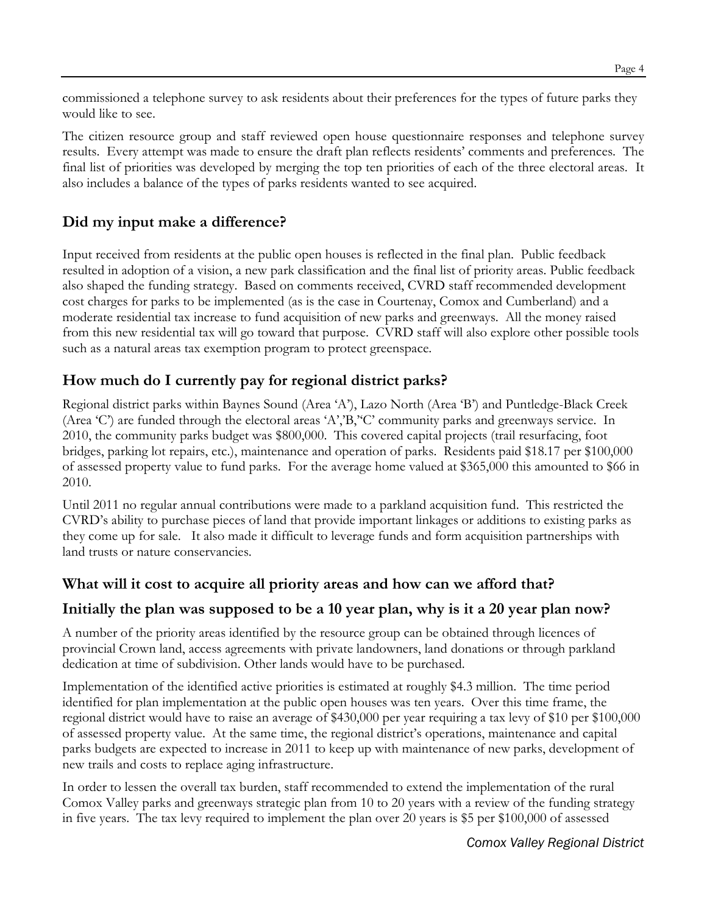commissioned a telephone survey to ask residents about their preferences for the types of future parks they would like to see.

The citizen resource group and staff reviewed open house questionnaire responses and telephone survey results. Every attempt was made to ensure the draft plan reflects residents' comments and preferences. The final list of priorities was developed by merging the top ten priorities of each of the three electoral areas. It also includes a balance of the types of parks residents wanted to see acquired.

## Did my input make a difference?

Input received from residents at the public open houses is reflected in the final plan. Public feedback resulted in adoption of a vision, a new park classification and the final list of priority areas. Public feedback also shaped the funding strategy. Based on comments received, CVRD staff recommended development cost charges for parks to be implemented (as is the case in Courtenay, Comox and Cumberland) and a moderate residential tax increase to fund acquisition of new parks and greenways. All the money raised from this new residential tax will go toward that purpose. CVRD staff will also explore other possible tools such as a natural areas tax exemption program to protect greenspace.

## How much do I currently pay for regional district parks?

Regional district parks within Baynes Sound (Area 'A'), Lazo North (Area 'B') and Puntledge-Black Creek (Area 'C') are funded through the electoral areas 'A','B,''C' community parks and greenways service. In 2010, the community parks budget was $800,000. This covered capital projects (trail resurfacing, foot bridges, parking lot repairs, etc.), maintenance and operation of parks. Residents paid $18.17 per $100,000 of assessed property value to fund parks. For the average home valued at $365,000 this amounted to $66 in 2010.

Until 2011 no regular annual contributions were made to a parkland acquisition fund. This restricted the CVRD's ability to purchase pieces of land that provide important linkages or additions to existing parks as they come up for sale. It also made it difficult to leverage funds and form acquisition partnerships with land trusts or nature conservancies.

## What will it cost to acquire all priority areas and how can we afford that?

## Initially the plan was supposed to be a 10 year plan, why is it a 20 year plan now?

A number of the priority areas identified by the resource group can be obtained through licences of provincial Crown land, access agreements with private landowners, land donations or through parkland dedication at time of subdivision. Other lands would have to be purchased.

Implementation of the identified active priorities is estimated at roughly $4.3 million. The time period identified for plan implementation at the public open houses was ten years. Over this time frame, the regional district would have to raise an average of $430,000 per year requiring a tax levy of $10 per $100,000 of assessed property value. At the same time, the regional district's operations, maintenance and capital parks budgets are expected to increase in 2011 to keep up with maintenance of new parks, development of new trails and costs to replace aging infrastructure.

In order to lessen the overall tax burden, staff recommended to extend the implementation of the rural Comox Valley parks and greenways strategic plan from 10 to 20 years with a review of the funding strategy in five years. The tax levy required to implement the plan over 20 years is $5 per $100,000 of assessed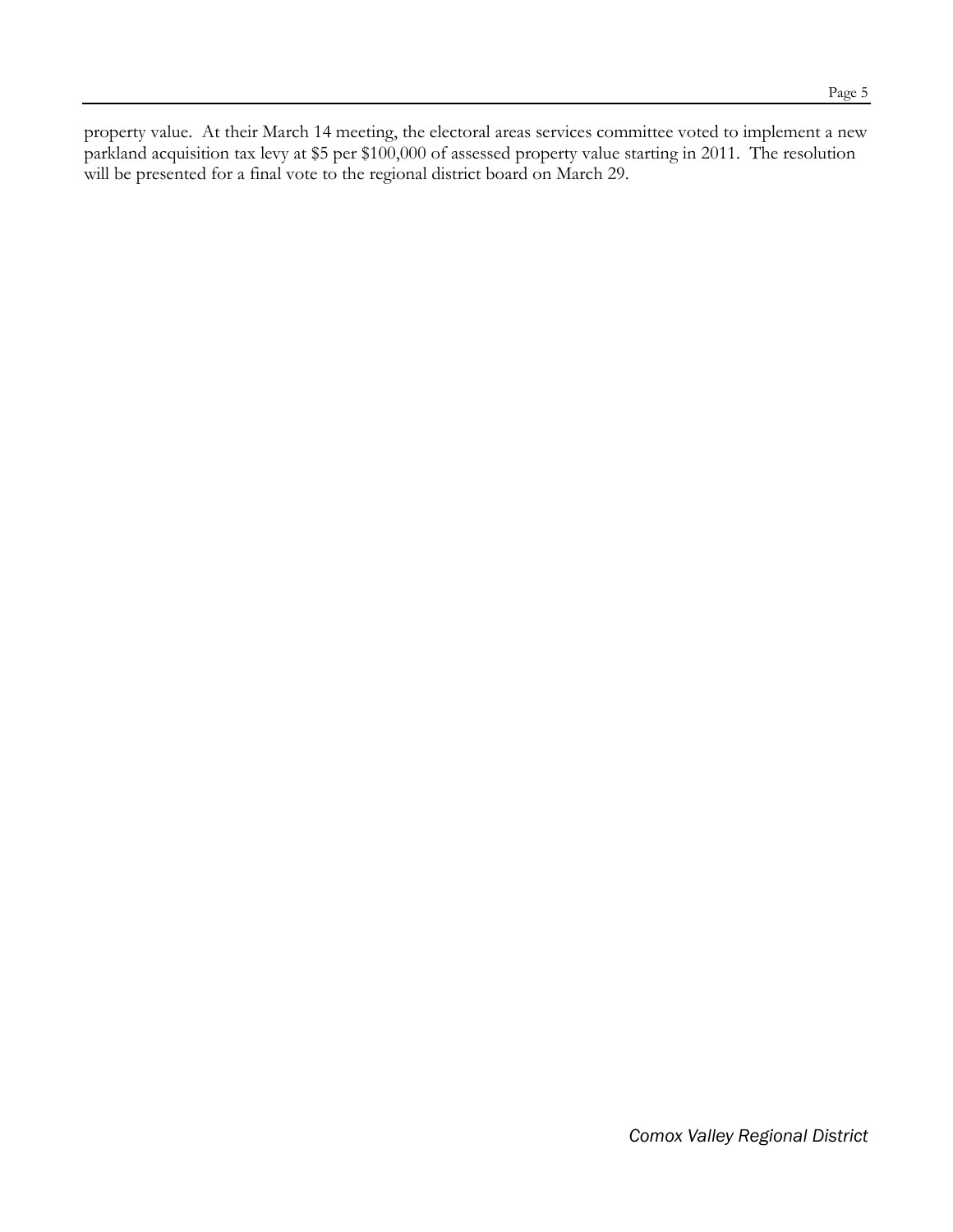property value. At their March 14 meeting, the electoral areas services committee voted to implement a new parkland acquisition tax levy at $5 per $100,000 of assessed property value starting in 2011. The resolution will be presented for a final vote to the regional district board on March 29.